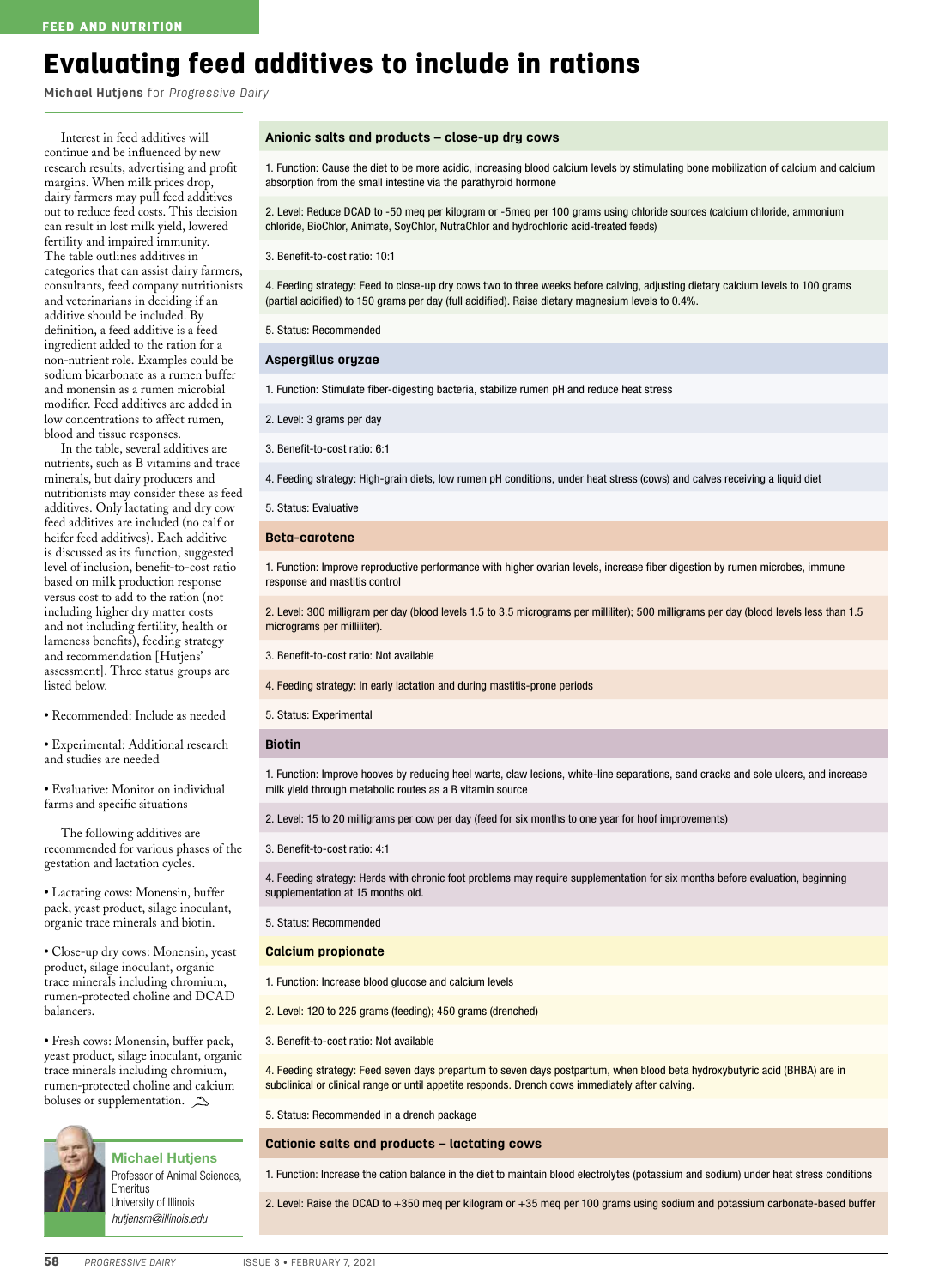FEED AND NUTRITION

# Evaluating feed additives to include in rations

**Michael Hutjens** for *Progressive Dairy*

Interest in feed additives will continue and be influenced by new research results, advertising and profit margins. When milk prices drop, dairy farmers may pull feed additives out to reduce feed costs. This decision can result in lost milk yield, lowered fertility and impaired immunity. The table outlines additives in categories that can assist dairy farmers, consultants, feed company nutritionists and veterinarians in deciding if an additive should be included. By definition, a feed additive is a feed ingredient added to the ration for a non-nutrient role. Examples could be sodium bicarbonate as a rumen buffer and monensin as a rumen microbial modifier. Feed additives are added in low concentrations to affect rumen, blood and tissue responses.

In the table, several additives are nutrients, such as B vitamins and trace minerals, but dairy producers and nutritionists may consider these as feed additives. Only lactating and dry cow feed additives are included (no calf or heifer feed additives). Each additive is discussed as its function, suggested level of inclusion, benefit-to-cost ratio based on milk production response versus cost to add to the ration (not including higher dry matter costs and not including fertility, health or lameness benefits), feeding strategy and recommendation [Hutjens' assessment]. Three status groups are listed below.

- Recommended: Include as needed
- Experimental: Additional research and studies are needed
- Evaluative: Monitor on individual farms and specific situations

The following additives are recommended for various phases of the gestation and lactation cycles.

- Lactating cows: Monensin, buffer pack, yeast product, silage inoculant, organic trace minerals and biotin.
- Close-up dry cows: Monensin, yeast product, silage inoculant, organic trace minerals including chromium, rumen-protected choline and DCAD balancers.
- Fresh cows: Monensin, buffer pack, yeast product, silage inoculant, organic trace minerals including chromium, rumen-protected choline and calcium boluses or supplementation.

**Michael Hutjens**
Professor of Animal Sciences, Emeritus
University of Illinois
*hutjensm@illinois.edu*

### Anionic salts and products – close-up dry cows

1. Function: Cause the diet to be more acidic, increasing blood calcium levels by stimulating bone mobilization of calcium and calcium absorption from the small intestine via the parathyroid hormone
2. Level: Reduce DCAD to -50 meq per kilogram or -5meq per 100 grams using chloride sources (calcium chloride, ammonium chloride, BioChlor, Animate, SoyChlor, NutraChlor and hydrochloric acid-treated feeds)
3. Benefit-to-cost ratio: 10:1
4. Feeding strategy: Feed to close-up dry cows two to three weeks before calving, adjusting dietary calcium levels to 100 grams (partial acidified) to 150 grams per day (full acidified). Raise dietary magnesium levels to 0.4%.
5. Status: Recommended

### Aspergillus oryzae

1. Function: Stimulate fiber-digesting bacteria, stabilize rumen pH and reduce heat stress
2. Level: 3 grams per day
3. Benefit-to-cost ratio: 6:1
4. Feeding strategy: High-grain diets, low rumen pH conditions, under heat stress (cows) and calves receiving a liquid diet
5. Status: Evaluative

### Beta-carotene

1. Function: Improve reproductive performance with higher ovarian levels, increase fiber digestion by rumen microbes, immune response and mastitis control
2. Level: 300 milligram per day (blood levels 1.5 to 3.5 micrograms per milliliter); 500 milligrams per day (blood levels less than 1.5 micrograms per milliliter).
3. Benefit-to-cost ratio: Not available
4. Feeding strategy: In early lactation and during mastitis-prone periods
5. Status: Experimental

### Biotin

1. Function: Improve hooves by reducing heel warts, claw lesions, white-line separations, sand cracks and sole ulcers, and increase milk yield through metabolic routes as a B vitamin source
2. Level: 15 to 20 milligrams per cow per day (feed for six months to one year for hoof improvements)
3. Benefit-to-cost ratio: 4:1
4. Feeding strategy: Herds with chronic foot problems may require supplementation for six months before evaluation, beginning supplementation at 15 months old.
5. Status: Recommended

### Calcium propionate

1. Function: Increase blood glucose and calcium levels
2. Level: 120 to 225 grams (feeding); 450 grams (drenched)
3. Benefit-to-cost ratio: Not available
4. Feeding strategy: Feed seven days prepartum to seven days postpartum, when blood beta hydroxybutyric acid (BHBA) are in subclinical or clinical range or until appetite responds. Drench cows immediately after calving.
5. Status: Recommended in a drench package

### Cationic salts and products – lactating cows

1. Function: Increase the cation balance in the diet to maintain blood electrolytes (potassium and sodium) under heat stress conditions
2. Level: Raise the DCAD to +350 meq per kilogram or +35 meq per 100 grams using sodium and potassium carbonate-based buffer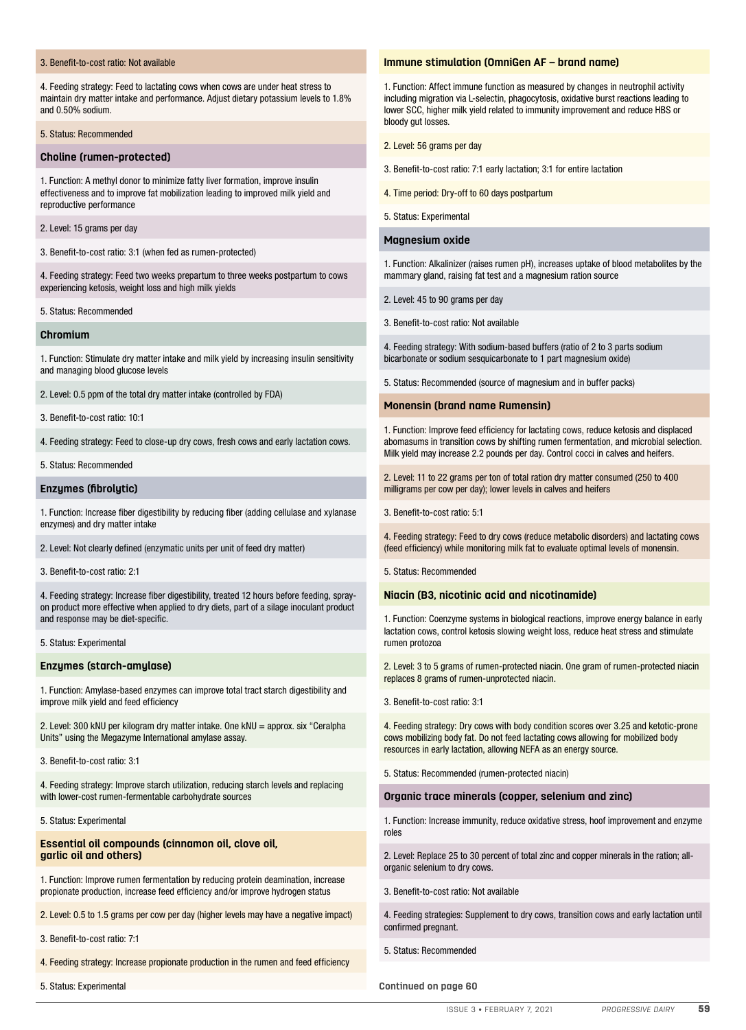3. Benefit-to-cost ratio: Not available

4. Feeding strategy: Feed to lactating cows when cows are under heat stress to maintain dry matter intake and performance. Adjust dietary potassium levels to 1.8% and 0.50% sodium.

5. Status: Recommended

### Choline (rumen-protected)

1. Function: A methyl donor to minimize fatty liver formation, improve insulin effectiveness and to improve fat mobilization leading to improved milk yield and reproductive performance

2. Level: 15 grams per day

3. Benefit-to-cost ratio: 3:1 (when fed as rumen-protected)

4. Feeding strategy: Feed two weeks prepartum to three weeks postpartum to cows experiencing ketosis, weight loss and high milk yields

5. Status: Recommended

### Chromium

1. Function: Stimulate dry matter intake and milk yield by increasing insulin sensitivity and managing blood glucose levels

2. Level: 0.5 ppm of the total dry matter intake (controlled by FDA)

3. Benefit-to-cost ratio: 10:1

4. Feeding strategy: Feed to close-up dry cows, fresh cows and early lactation cows.

5. Status: Recommended

### Enzymes (fibrolytic)

1. Function: Increase fiber digestibility by reducing fiber (adding cellulase and xylanase enzymes) and dry matter intake

2. Level: Not clearly defined (enzymatic units per unit of feed dry matter)

3. Benefit-to-cost ratio: 2:1

4. Feeding strategy: Increase fiber digestibility, treated 12 hours before feeding, spray-on product more effective when applied to dry diets, part of a silage inoculant product and response may be diet-specific.

5. Status: Experimental

### Enzymes (starch-amylase)

1. Function: Amylase-based enzymes can improve total tract starch digestibility and improve milk yield and feed efficiency

2. Level: 300 kNU per kilogram dry matter intake. One kNU = approx. six "Ceralpha Units" using the Megazyme International amylase assay.

3. Benefit-to-cost ratio: 3:1

4. Feeding strategy: Improve starch utilization, reducing starch levels and replacing with lower-cost rumen-fermentable carbohydrate sources

5. Status: Experimental

### Essential oil compounds (cinnamon oil, clove oil, garlic oil and others)

1. Function: Improve rumen fermentation by reducing protein deamination, increase propionate production, increase feed efficiency and/or improve hydrogen status

2. Level: 0.5 to 1.5 grams per cow per day (higher levels may have a negative impact)

3. Benefit-to-cost ratio: 7:1

4. Feeding strategy: Increase propionate production in the rumen and feed efficiency

5. Status: Experimental

### Immune stimulation (OmniGen AF – brand name)

1. Function: Affect immune function as measured by changes in neutrophil activity including migration via L-selectin, phagocytosis, oxidative burst reactions leading to lower SCC, higher milk yield related to immunity improvement and reduce HBS or bloody gut losses.

2. Level: 56 grams per day

3. Benefit-to-cost ratio: 7:1 early lactation; 3:1 for entire lactation

4. Time period: Dry-off to 60 days postpartum

5. Status: Experimental

### Magnesium oxide

1. Function: Alkalinizer (raises rumen pH), increases uptake of blood metabolites by the mammary gland, raising fat test and a magnesium ration source

2. Level: 45 to 90 grams per day

3. Benefit-to-cost ratio: Not available

4. Feeding strategy: With sodium-based buffers (ratio of 2 to 3 parts sodium bicarbonate or sodium sesquicarbonate to 1 part magnesium oxide)

5. Status: Recommended (source of magnesium and in buffer packs)

### Monensin (brand name Rumensin)

1. Function: Improve feed efficiency for lactating cows, reduce ketosis and displaced abomasums in transition cows by shifting rumen fermentation, and microbial selection. Milk yield may increase 2.2 pounds per day. Control cocci in calves and heifers.

2. Level: 11 to 22 grams per ton of total ration dry matter consumed (250 to 400 milligrams per cow per day); lower levels in calves and heifers

3. Benefit-to-cost ratio: 5:1

4. Feeding strategy: Feed to dry cows (reduce metabolic disorders) and lactating cows (feed efficiency) while monitoring milk fat to evaluate optimal levels of monensin.

5. Status: Recommended

### Niacin (B3, nicotinic acid and nicotinamide)

1. Function: Coenzyme systems in biological reactions, improve energy balance in early lactation cows, control ketosis slowing weight loss, reduce heat stress and stimulate rumen protozoa

2. Level: 3 to 5 grams of rumen-protected niacin. One gram of rumen-protected niacin replaces 8 grams of rumen-unprotected niacin.

3. Benefit-to-cost ratio: 3:1

4. Feeding strategy: Dry cows with body condition scores over 3.25 and ketotic-prone cows mobilizing body fat. Do not feed lactating cows allowing for mobilized body resources in early lactation, allowing NEFA as an energy source.

5. Status: Recommended (rumen-protected niacin)

### Organic trace minerals (copper, selenium and zinc)

1. Function: Increase immunity, reduce oxidative stress, hoof improvement and enzyme roles

2. Level: Replace 25 to 30 percent of total zinc and copper minerals in the ration; all-organic selenium to dry cows.

3. Benefit-to-cost ratio: Not available

4. Feeding strategies: Supplement to dry cows, transition cows and early lactation until confirmed pregnant.

5. Status: Recommended

**Continued on page 60**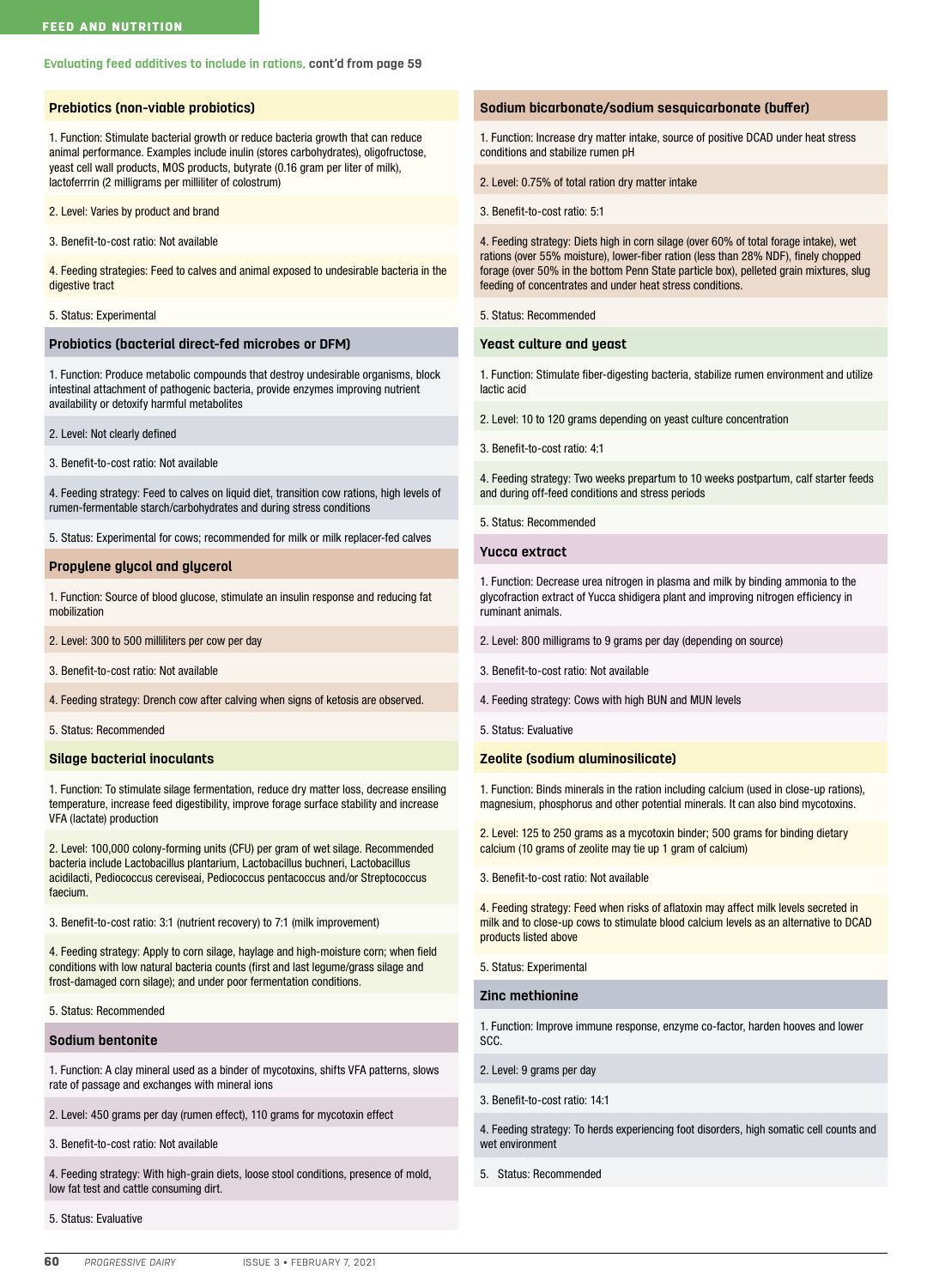Evaluating feed additives to include in rations, cont'd from page 59

### Prebiotics (non-viable probiotics)

1. Function: Stimulate bacterial growth or reduce bacteria growth that can reduce animal performance. Examples include inulin (stores carbohydrates), oligofructose, yeast cell wall products, MOS products, butyrate (0.16 gram per liter of milk), lactoferrrin (2 milligrams per milliliter of colostrum)

2. Level: Varies by product and brand

3. Benefit-to-cost ratio: Not available

4. Feeding strategies: Feed to calves and animal exposed to undesirable bacteria in the digestive tract

5. Status: Experimental

### Probiotics (bacterial direct-fed microbes or DFM)

1. Function: Produce metabolic compounds that destroy undesirable organisms, block intestinal attachment of pathogenic bacteria, provide enzymes improving nutrient availability or detoxify harmful metabolites

2. Level: Not clearly defined

3. Benefit-to-cost ratio: Not available

4. Feeding strategy: Feed to calves on liquid diet, transition cow rations, high levels of rumen-fermentable starch/carbohydrates and during stress conditions

5. Status: Experimental for cows; recommended for milk or milk replacer-fed calves

### Propylene glycol and glycerol

1. Function: Source of blood glucose, stimulate an insulin response and reducing fat mobilization

2. Level: 300 to 500 milliliters per cow per day

3. Benefit-to-cost ratio: Not available

4. Feeding strategy: Drench cow after calving when signs of ketosis are observed.

5. Status: Recommended

### Silage bacterial inoculants

1. Function: To stimulate silage fermentation, reduce dry matter loss, decrease ensiling temperature, increase feed digestibility, improve forage surface stability and increase VFA (lactate) production

2. Level: 100,000 colony-forming units (CFU) per gram of wet silage. Recommended bacteria include Lactobacillus plantarium, Lactobacillus buchneri, Lactobacillus acidilacti, Pediococcus cereviseai, Pediococcus pentacoccus and/or Streptococcus faecium.

3. Benefit-to-cost ratio: 3:1 (nutrient recovery) to 7:1 (milk improvement)

4. Feeding strategy: Apply to corn silage, haylage and high-moisture corn; when field conditions with low natural bacteria counts (first and last legume/grass silage and frost-damaged corn silage); and under poor fermentation conditions.

5. Status: Recommended

### Sodium bentonite

1. Function: A clay mineral used as a binder of mycotoxins, shifts VFA patterns, slows rate of passage and exchanges with mineral ions

2. Level: 450 grams per day (rumen effect), 110 grams for mycotoxin effect

3. Benefit-to-cost ratio: Not available

4. Feeding strategy: With high-grain diets, loose stool conditions, presence of mold, low fat test and cattle consuming dirt.

5. Status: Evaluative

### Sodium bicarbonate/sodium sesquicarbonate (buffer)

1. Function: Increase dry matter intake, source of positive DCAD under heat stress conditions and stabilize rumen pH

2. Level: 0.75% of total ration dry matter intake

3. Benefit-to-cost ratio: 5:1

4. Feeding strategy: Diets high in corn silage (over 60% of total forage intake), wet rations (over 55% moisture), lower-fiber ration (less than 28% NDF), finely chopped forage (over 50% in the bottom Penn State particle box), pelleted grain mixtures, slug feeding of concentrates and under heat stress conditions.

5. Status: Recommended

### Yeast culture and yeast

1. Function: Stimulate fiber-digesting bacteria, stabilize rumen environment and utilize lactic acid

2. Level: 10 to 120 grams depending on yeast culture concentration

3. Benefit-to-cost ratio: 4:1

4. Feeding strategy: Two weeks prepartum to 10 weeks postpartum, calf starter feeds and during off-feed conditions and stress periods

5. Status: Recommended

### Yucca extract

1. Function: Decrease urea nitrogen in plasma and milk by binding ammonia to the glycofraction extract of Yucca shidigera plant and improving nitrogen efficiency in ruminant animals.

2. Level: 800 milligrams to 9 grams per day (depending on source)

3. Benefit-to-cost ratio: Not available

4. Feeding strategy: Cows with high BUN and MUN levels

5. Status: Evaluative

### Zeolite (sodium aluminosilicate)

1. Function: Binds minerals in the ration including calcium (used in close-up rations), magnesium, phosphorus and other potential minerals. It can also bind mycotoxins.

2. Level: 125 to 250 grams as a mycotoxin binder; 500 grams for binding dietary calcium (10 grams of zeolite may tie up 1 gram of calcium)

3. Benefit-to-cost ratio: Not available

4. Feeding strategy: Feed when risks of aflatoxin may affect milk levels secreted in milk and to close-up cows to stimulate blood calcium levels as an alternative to DCAD products listed above

5. Status: Experimental

### Zinc methionine

1. Function: Improve immune response, enzyme co-factor, harden hooves and lower SCC.

2. Level: 9 grams per day

3. Benefit-to-cost ratio: 14:1

4. Feeding strategy: To herds experiencing foot disorders, high somatic cell counts and wet environment

5. Status: Recommended